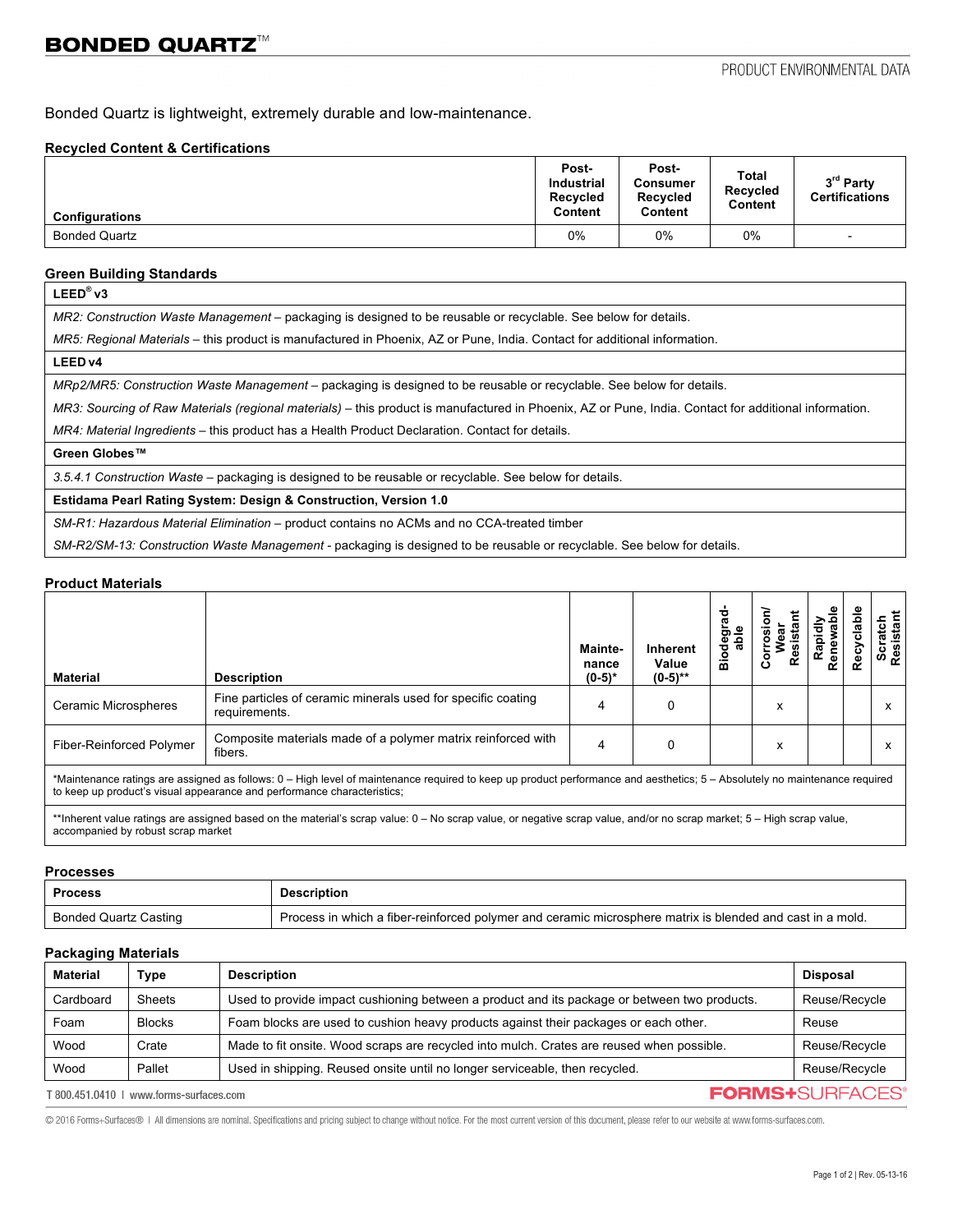# BONDED QUARTZ™

PRODUCT ENVIRONMENTAL DATA

Bonded Quartz is lightweight, extremely durable and low-maintenance.

### Recycled Content & Certifications

| Configurations | Post-Industrial Recycled Content | Post-Consumer Recycled Content | Total Recycled Content | 3rd Party Certifications |
|---|---|---|---|---|
| Bonded Quartz | 0% | 0% | 0% | - |

### Green Building Standards

**LEED® v3**

*MR2: Construction Waste Management* – packaging is designed to be reusable or recyclable. See below for details.

*MR5: Regional Materials* – this product is manufactured in Phoenix, AZ or Pune, India. Contact for additional information.

**LEED v4**

*MRp2/MR5: Construction Waste Management* – packaging is designed to be reusable or recyclable. See below for details.

*MR3: Sourcing of Raw Materials (regional materials)* – this product is manufactured in Phoenix, AZ or Pune, India. Contact for additional information.

*MR4: Material Ingredients* – this product has a Health Product Declaration. Contact for details.

**Green Globes™**

*3.5.4.1 Construction Waste* – packaging is designed to be reusable or recyclable. See below for details.

**Estidama Pearl Rating System: Design & Construction, Version 1.0**

*SM-R1: Hazardous Material Elimination* – product contains no ACMs and no CCA-treated timber

*SM-R2/SM-13: Construction Waste Management* - packaging is designed to be reusable or recyclable. See below for details.

### Product Materials

| Material | Description | Mainte-nance (0-5)* | Inherent Value (0-5)** | Biodegrad-able | Corrosion/ Wear Resistant | Rapidly Renewable | Recyclable | Scratch Resistant |
|---|---|---|---|---|---|---|---|---|
| Ceramic Microspheres | Fine particles of ceramic minerals used for specific coating requirements. | 4 | 0 | | x | | | x |
| Fiber-Reinforced Polymer | Composite materials made of a polymer matrix reinforced with fibers. | 4 | 0 | | x | | | x |

*Maintenance ratings are assigned as follows: 0 – High level of maintenance required to keep up product performance and aesthetics; 5 – Absolutely no maintenance required to keep up product's visual appearance and performance characteristics;

**Inherent value ratings are assigned based on the material's scrap value: 0 – No scrap value, or negative scrap value, and/or no scrap market; 5 – High scrap value, accompanied by robust scrap market

### Processes

| Process | Description |
|---|---|
| Bonded Quartz Casting | Process in which a fiber-reinforced polymer and ceramic microsphere matrix is blended and cast in a mold. |

### Packaging Materials

| Material | Type | Description | Disposal |
|---|---|---|---|
| Cardboard | Sheets | Used to provide impact cushioning between a product and its package or between two products. | Reuse/Recycle |
| Foam | Blocks | Foam blocks are used to cushion heavy products against their packages or each other. | Reuse |
| Wood | Crate | Made to fit onsite. Wood scraps are recycled into mulch. Crates are reused when possible. | Reuse/Recycle |
| Wood | Pallet | Used in shipping. Reused onsite until no longer serviceable, then recycled. | Reuse/Recycle |

T 800.451.0410 | www.forms-surfaces.com

FORMS+SURFACES®

© 2016 Forms+Surfaces® | All dimensions are nominal. Specifications and pricing subject to change without notice. For the most current version of this document, please refer to our website at www.forms-surfaces.com.

Rev. 05-13-16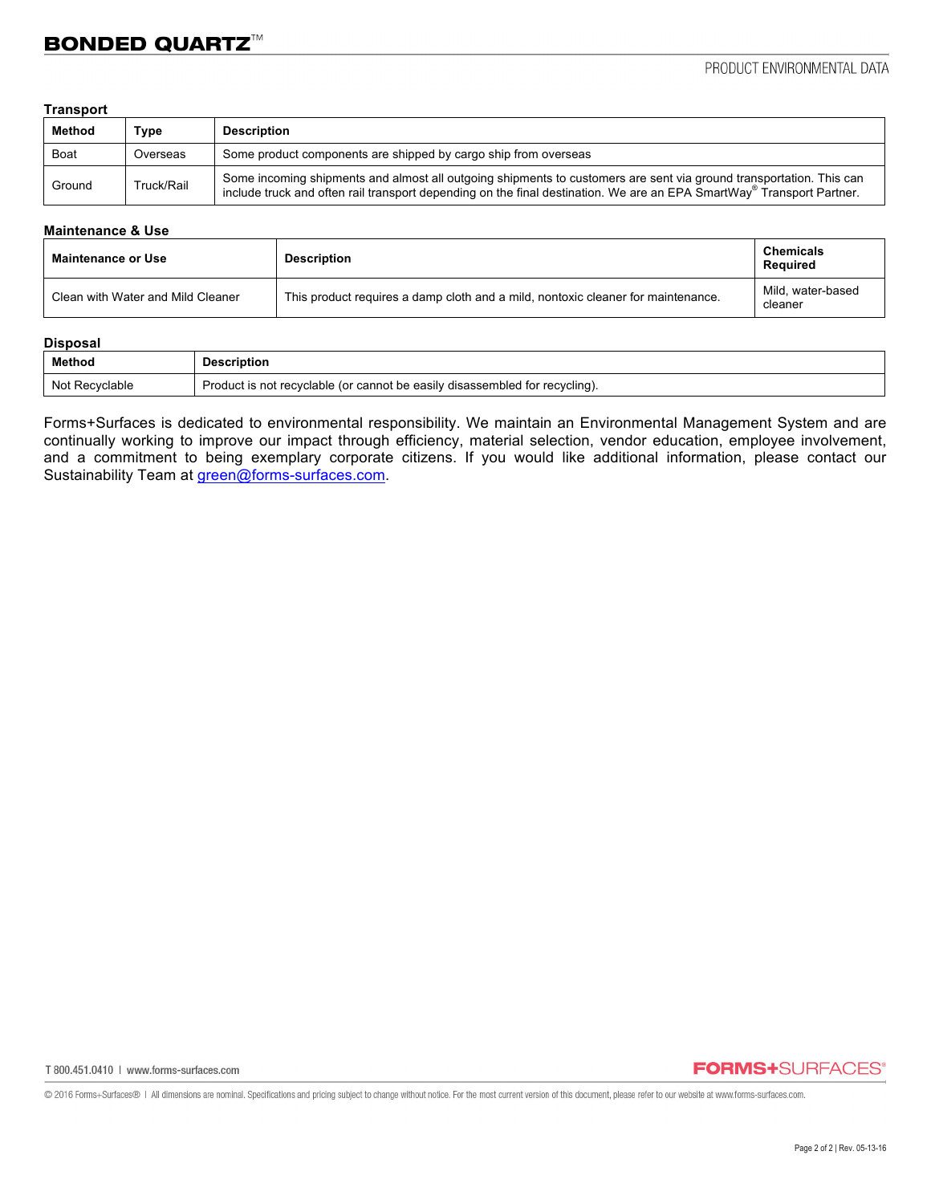### Transport

| Method | Type | Description |
| --- | --- | --- |
| Boat | Overseas | Some product components are shipped by cargo ship from overseas |
| Ground | Truck/Rail | Some incoming shipments and almost all outgoing shipments to customers are sent via ground transportation. This can include truck and often rail transport depending on the final destination. We are an EPA SmartWay® Transport Partner. |

### Maintenance & Use

| Maintenance or Use | Description | Chemicals Required |
| --- | --- | --- |
| Clean with Water and Mild Cleaner | This product requires a damp cloth and a mild, nontoxic cleaner for maintenance. | Mild, water-based cleaner |

### Disposal

| Method | Description |
| --- | --- |
| Not Recyclable | Product is not recyclable (or cannot be easily disassembled for recycling). |

Forms+Surfaces is dedicated to environmental responsibility. We maintain an Environmental Management System and are continually working to improve our impact through efficiency, material selection, vendor education, employee involvement, and a commitment to being exemplary corporate citizens. If you would like additional information, please contact our Sustainability Team at green@forms-surfaces.com.

T 800.451.0410 | www.forms-surfaces.com

FORMS+SURFACES®

© 2016 Forms+Surfaces® | All dimensions are nominal. Specifications and pricing subject to change without notice. For the most current version of this document, please refer to our website at www.forms-surfaces.com.

Rev. 05-13-16